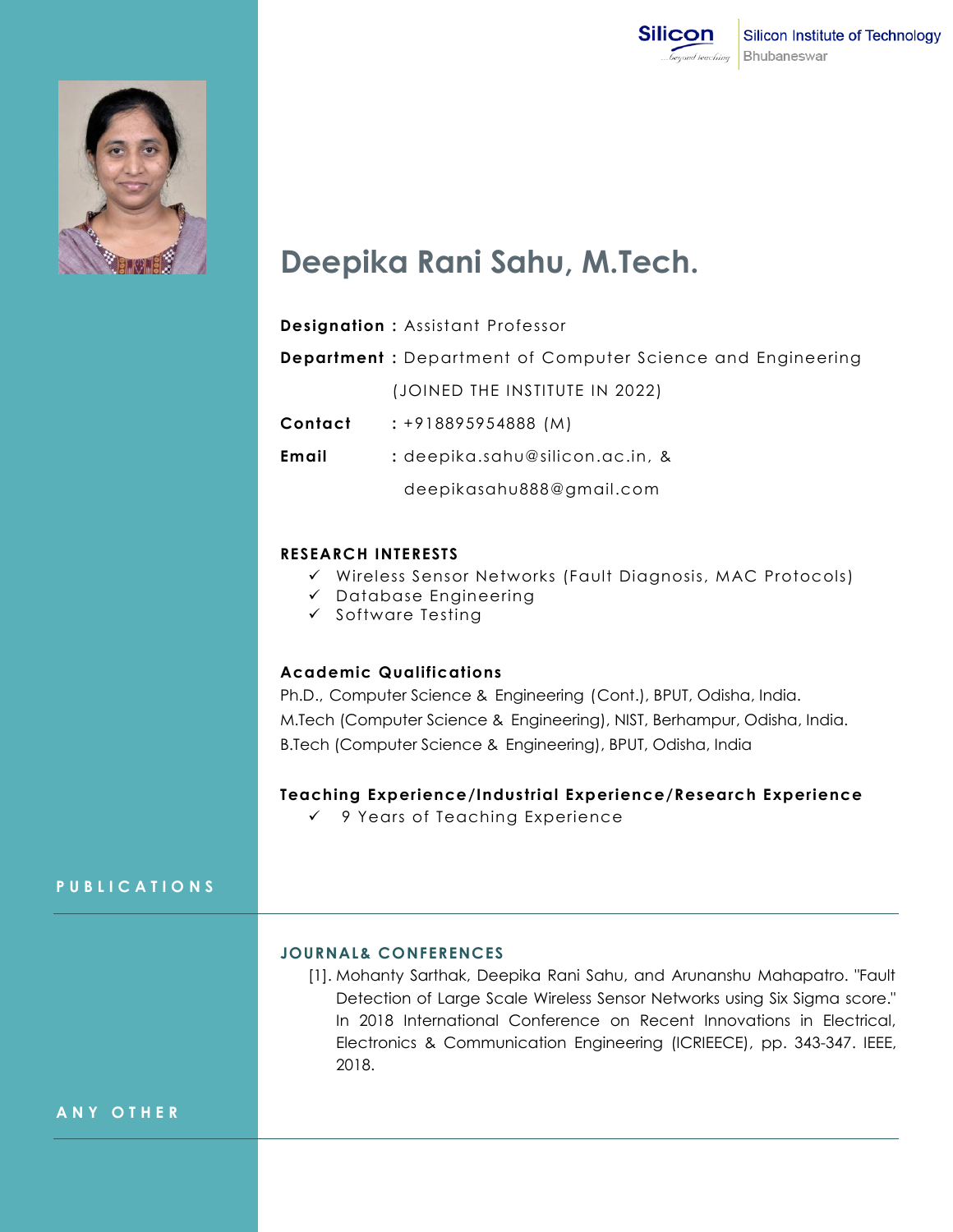Silicon Institute of Technology
Bhubaneswar

# Deepika Rani Sahu, M.Tech.

**Designation :** Assistant Professor

**Department :** Department of Computer Science and Engineering (JOINED THE INSTITUTE IN 2022)

**Contact** : +918895954888 (M)

**Email** : deepika.sahu@silicon.ac.in, & deepikasahu888@gmail.com

## RESEARCH INTERESTS

- ✓ Wireless Sensor Networks (Fault Diagnosis, MAC Protocols)
- ✓ Database Engineering
- ✓ Software Testing

## Academic Qualifications

Ph.D., Computer Science & Engineering (Cont.), BPUT, Odisha, India.
M.Tech (Computer Science & Engineering), NIST, Berhampur, Odisha, India.
B.Tech (Computer Science & Engineering), BPUT, Odisha, India

## Teaching Experience/Industrial Experience/Research Experience

- ✓ 9 Years of Teaching Experience

## PUBLICATIONS

### JOURNAL& CONFERENCES

[1]. Mohanty Sarthak, Deepika Rani Sahu, and Arunanshu Mahapatro. "Fault Detection of Large Scale Wireless Sensor Networks using Six Sigma score." In 2018 International Conference on Recent Innovations in Electrical, Electronics & Communication Engineering (ICRIEECE), pp. 343-347. IEEE, 2018.

## ANY OTHER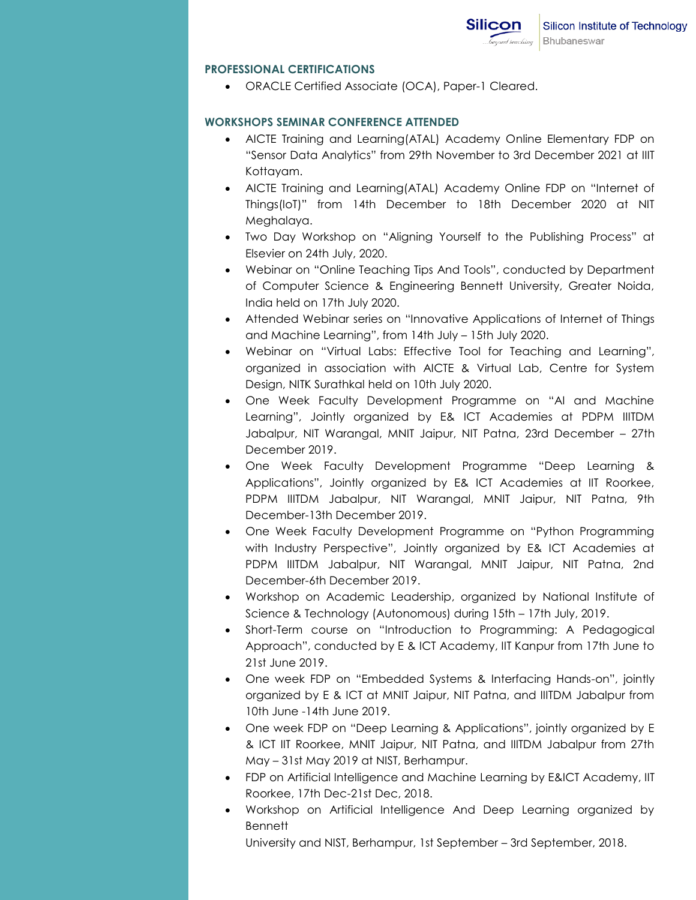## PROFESSIONAL CERTIFICATIONS

- ORACLE Certified Associate (OCA), Paper-1 Cleared.

## WORKSHOPS SEMINAR CONFERENCE ATTENDED

- AICTE Training and Learning(ATAL) Academy Online Elementary FDP on "Sensor Data Analytics" from 29th November to 3rd December 2021 at IIIT Kottayam.
- AICTE Training and Learning(ATAL) Academy Online FDP on "Internet of Things(IoT)" from 14th December to 18th December 2020 at NIT Meghalaya.
- Two Day Workshop on "Aligning Yourself to the Publishing Process" at Elsevier on 24th July, 2020.
- Webinar on "Online Teaching Tips And Tools", conducted by Department of Computer Science & Engineering Bennett University, Greater Noida, India held on 17th July 2020.
- Attended Webinar series on "Innovative Applications of Internet of Things and Machine Learning", from 14th July – 15th July 2020.
- Webinar on "Virtual Labs: Effective Tool for Teaching and Learning", organized in association with AICTE & Virtual Lab, Centre for System Design, NITK Surathkal held on 10th July 2020.
- One Week Faculty Development Programme on "AI and Machine Learning", Jointly organized by E& ICT Academies at PDPM IIITDM Jabalpur, NIT Warangal, MNIT Jaipur, NIT Patna, 23rd December – 27th December 2019.
- One Week Faculty Development Programme "Deep Learning & Applications", Jointly organized by E& ICT Academies at IIT Roorkee, PDPM IIITDM Jabalpur, NIT Warangal, MNIT Jaipur, NIT Patna, 9th December-13th December 2019.
- One Week Faculty Development Programme on "Python Programming with Industry Perspective", Jointly organized by E& ICT Academies at PDPM IIITDM Jabalpur, NIT Warangal, MNIT Jaipur, NIT Patna, 2nd December-6th December 2019.
- Workshop on Academic Leadership, organized by National Institute of Science & Technology (Autonomous) during 15th – 17th July, 2019.
- Short-Term course on "Introduction to Programming: A Pedagogical Approach", conducted by E & ICT Academy, IIT Kanpur from 17th June to 21st June 2019.
- One week FDP on "Embedded Systems & Interfacing Hands-on", jointly organized by E & ICT at MNIT Jaipur, NIT Patna, and IIITDM Jabalpur from 10th June -14th June 2019.
- One week FDP on "Deep Learning & Applications", jointly organized by E & ICT IIT Roorkee, MNIT Jaipur, NIT Patna, and IIITDM Jabalpur from 27th May – 31st May 2019 at NIST, Berhampur.
- FDP on Artificial Intelligence and Machine Learning by E&ICT Academy, IIT Roorkee, 17th Dec-21st Dec, 2018.
- Workshop on Artificial Intelligence And Deep Learning organized by Bennett University and NIST, Berhampur, 1st September – 3rd September, 2018.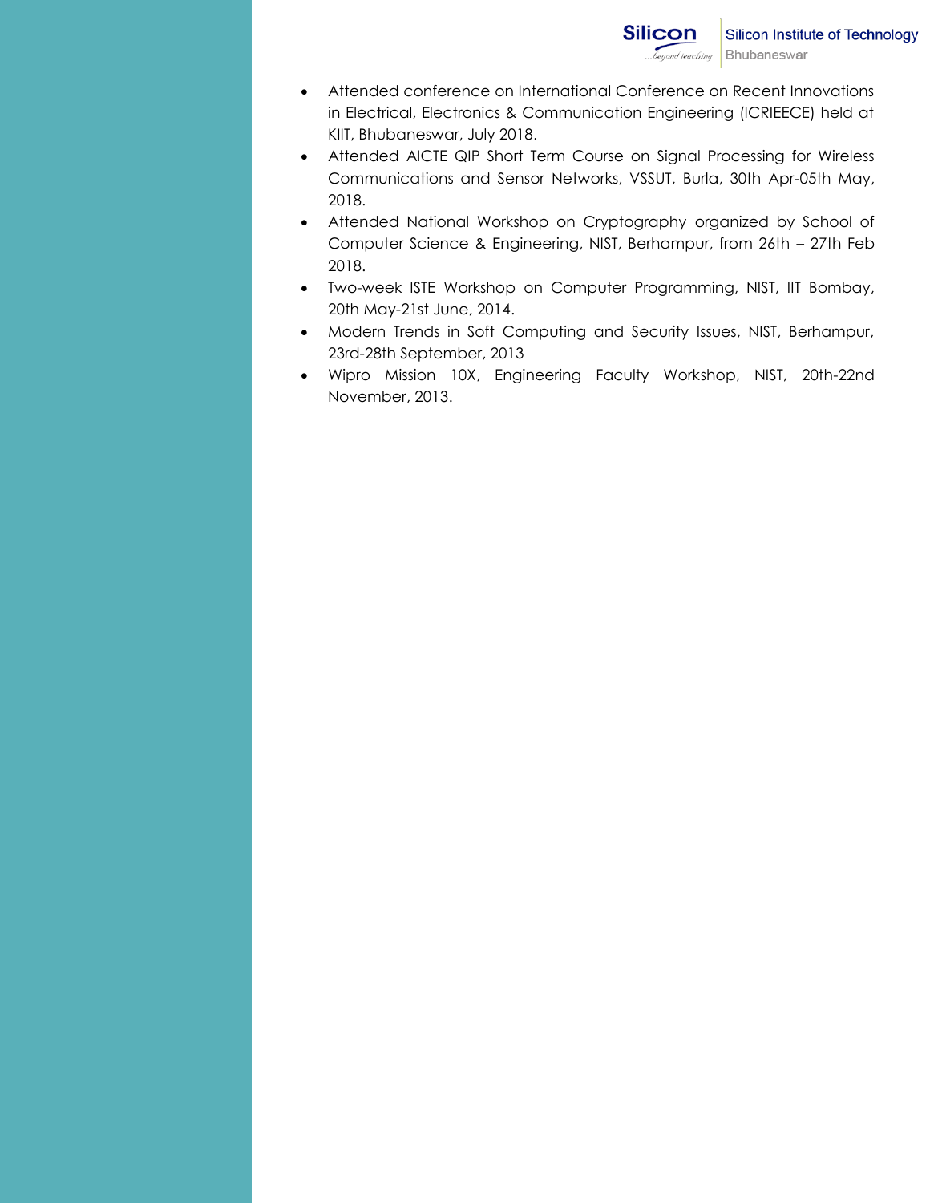- Attended conference on International Conference on Recent Innovations in Electrical, Electronics & Communication Engineering (ICRIEECE) held at KIIT, Bhubaneswar, July 2018.
- Attended AICTE QIP Short Term Course on Signal Processing for Wireless Communications and Sensor Networks, VSSUT, Burla, 30th Apr-05th May, 2018.
- Attended National Workshop on Cryptography organized by School of Computer Science & Engineering, NIST, Berhampur, from 26th – 27th Feb 2018.
- Two-week ISTE Workshop on Computer Programming, NIST, IIT Bombay, 20th May-21st June, 2014.
- Modern Trends in Soft Computing and Security Issues, NIST, Berhampur, 23rd-28th September, 2013
- Wipro Mission 10X, Engineering Faculty Workshop, NIST, 20th-22nd November, 2013.